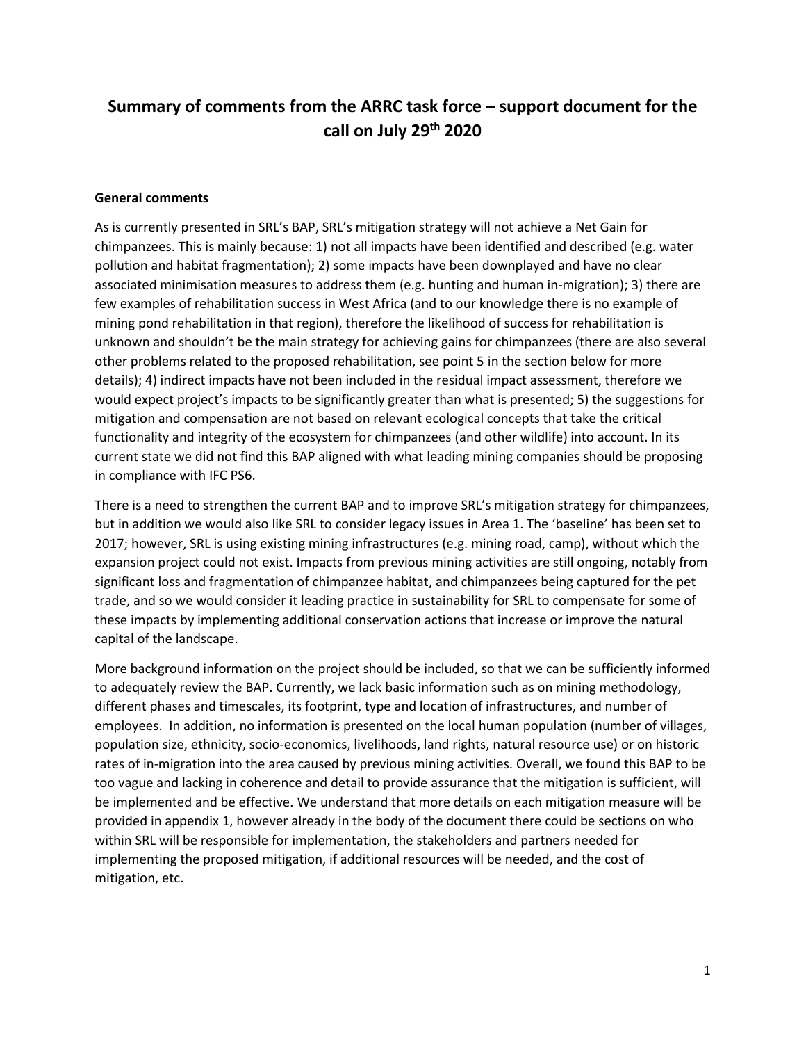# Summary of comments from the ARRC task force – support document for the call on July 29th 2020

**General comments**

As is currently presented in SRL's BAP, SRL's mitigation strategy will not achieve a Net Gain for chimpanzees. This is mainly because: 1) not all impacts have been identified and described (e.g. water pollution and habitat fragmentation); 2) some impacts have been downplayed and have no clear associated minimisation measures to address them (e.g. hunting and human in-migration); 3) there are few examples of rehabilitation success in West Africa (and to our knowledge there is no example of mining pond rehabilitation in that region), therefore the likelihood of success for rehabilitation is unknown and shouldn't be the main strategy for achieving gains for chimpanzees (there are also several other problems related to the proposed rehabilitation, see point 5 in the section below for more details); 4) indirect impacts have not been included in the residual impact assessment, therefore we would expect project's impacts to be significantly greater than what is presented; 5) the suggestions for mitigation and compensation are not based on relevant ecological concepts that take the critical functionality and integrity of the ecosystem for chimpanzees (and other wildlife) into account. In its current state we did not find this BAP aligned with what leading mining companies should be proposing in compliance with IFC PS6.

There is a need to strengthen the current BAP and to improve SRL's mitigation strategy for chimpanzees, but in addition we would also like SRL to consider legacy issues in Area 1. The 'baseline' has been set to 2017; however, SRL is using existing mining infrastructures (e.g. mining road, camp), without which the expansion project could not exist. Impacts from previous mining activities are still ongoing, notably from significant loss and fragmentation of chimpanzee habitat, and chimpanzees being captured for the pet trade, and so we would consider it leading practice in sustainability for SRL to compensate for some of these impacts by implementing additional conservation actions that increase or improve the natural capital of the landscape.

More background information on the project should be included, so that we can be sufficiently informed to adequately review the BAP. Currently, we lack basic information such as on mining methodology, different phases and timescales, its footprint, type and location of infrastructures, and number of employees. In addition, no information is presented on the local human population (number of villages, population size, ethnicity, socio-economics, livelihoods, land rights, natural resource use) or on historic rates of in-migration into the area caused by previous mining activities. Overall, we found this BAP to be too vague and lacking in coherence and detail to provide assurance that the mitigation is sufficient, will be implemented and be effective. We understand that more details on each mitigation measure will be provided in appendix 1, however already in the body of the document there could be sections on who within SRL will be responsible for implementation, the stakeholders and partners needed for implementing the proposed mitigation, if additional resources will be needed, and the cost of mitigation, etc.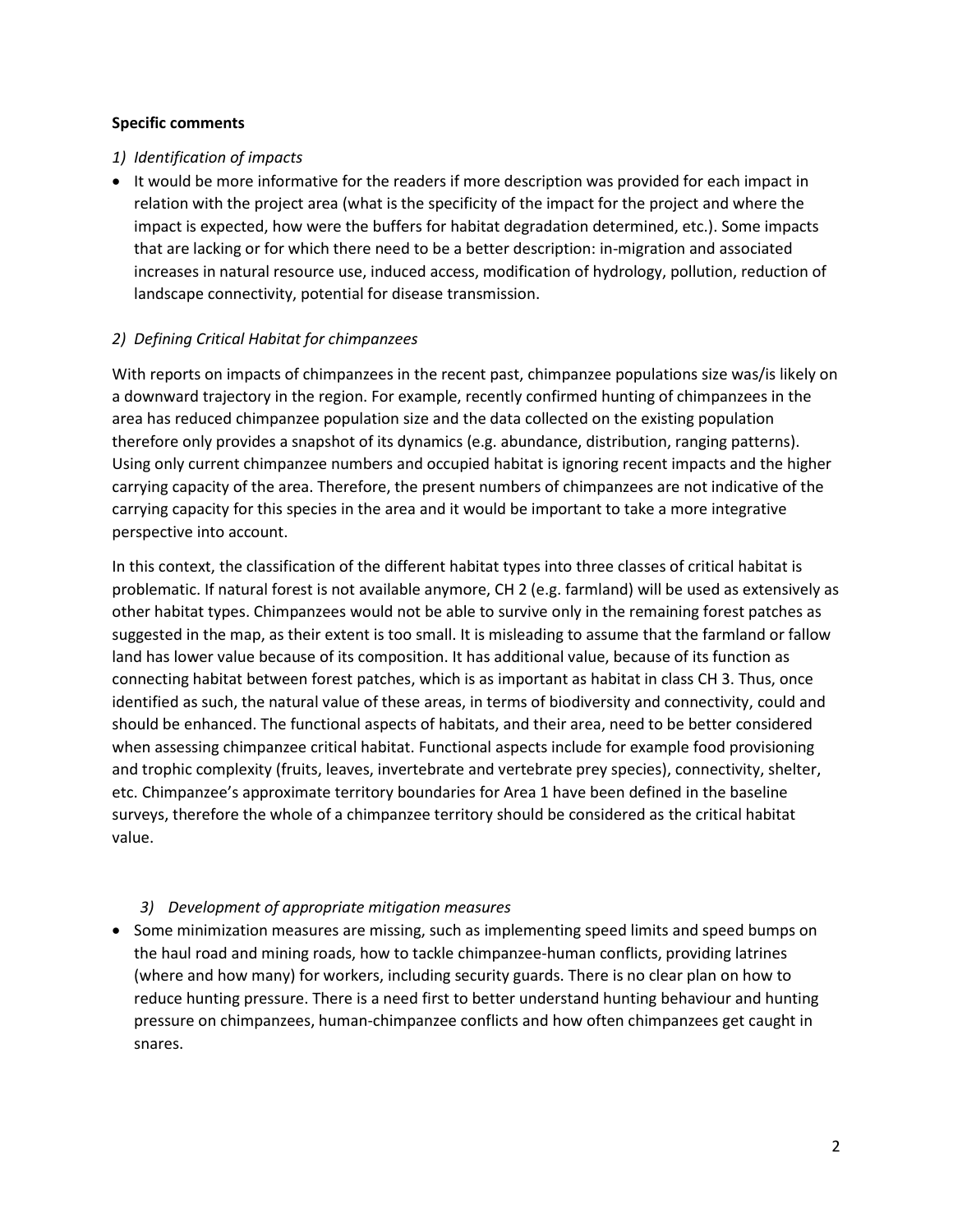**Specific comments**

1) *Identification of impacts*

- It would be more informative for the readers if more description was provided for each impact in relation with the project area (what is the specificity of the impact for the project and where the impact is expected, how were the buffers for habitat degradation determined, etc.). Some impacts that are lacking or for which there need to be a better description: in-migration and associated increases in natural resource use, induced access, modification of hydrology, pollution, reduction of landscape connectivity, potential for disease transmission.

2) *Defining Critical Habitat for chimpanzees*

With reports on impacts of chimpanzees in the recent past, chimpanzee populations size was/is likely on a downward trajectory in the region. For example, recently confirmed hunting of chimpanzees in the area has reduced chimpanzee population size and the data collected on the existing population therefore only provides a snapshot of its dynamics (e.g. abundance, distribution, ranging patterns). Using only current chimpanzee numbers and occupied habitat is ignoring recent impacts and the higher carrying capacity of the area. Therefore, the present numbers of chimpanzees are not indicative of the carrying capacity for this species in the area and it would be important to take a more integrative perspective into account.

In this context, the classification of the different habitat types into three classes of critical habitat is problematic. If natural forest is not available anymore, CH 2 (e.g. farmland) will be used as extensively as other habitat types. Chimpanzees would not be able to survive only in the remaining forest patches as suggested in the map, as their extent is too small. It is misleading to assume that the farmland or fallow land has lower value because of its composition. It has additional value, because of its function as connecting habitat between forest patches, which is as important as habitat in class CH 3. Thus, once identified as such, the natural value of these areas, in terms of biodiversity and connectivity, could and should be enhanced. The functional aspects of habitats, and their area, need to be better considered when assessing chimpanzee critical habitat. Functional aspects include for example food provisioning and trophic complexity (fruits, leaves, invertebrate and vertebrate prey species), connectivity, shelter, etc. Chimpanzee's approximate territory boundaries for Area 1 have been defined in the baseline surveys, therefore the whole of a chimpanzee territory should be considered as the critical habitat value.

3) *Development of appropriate mitigation measures*

- Some minimization measures are missing, such as implementing speed limits and speed bumps on the haul road and mining roads, how to tackle chimpanzee-human conflicts, providing latrines (where and how many) for workers, including security guards. There is no clear plan on how to reduce hunting pressure. There is a need first to better understand hunting behaviour and hunting pressure on chimpanzees, human-chimpanzee conflicts and how often chimpanzees get caught in snares.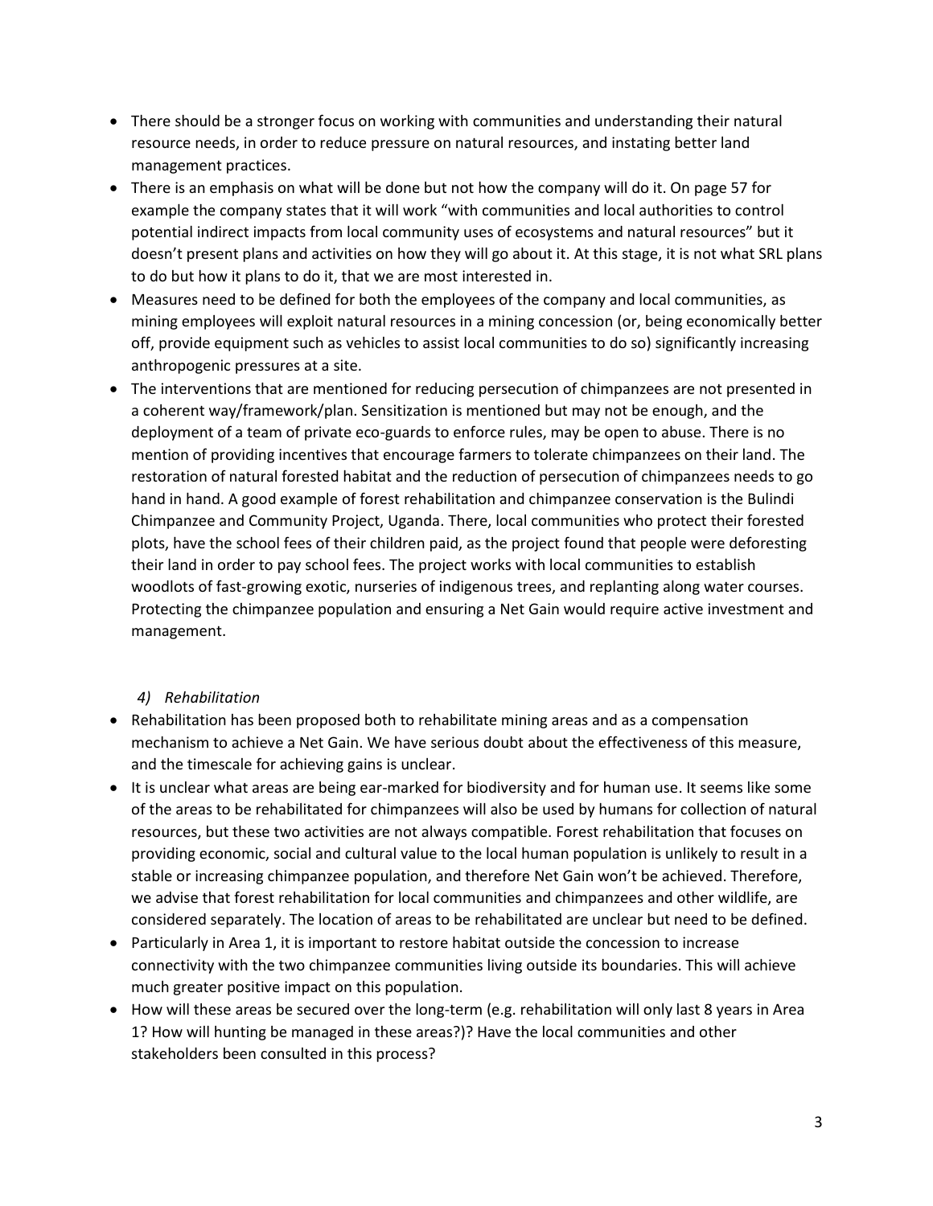- There should be a stronger focus on working with communities and understanding their natural resource needs, in order to reduce pressure on natural resources, and instating better land management practices.
- There is an emphasis on what will be done but not how the company will do it. On page 57 for example the company states that it will work "with communities and local authorities to control potential indirect impacts from local community uses of ecosystems and natural resources" but it doesn't present plans and activities on how they will go about it. At this stage, it is not what SRL plans to do but how it plans to do it, that we are most interested in.
- Measures need to be defined for both the employees of the company and local communities, as mining employees will exploit natural resources in a mining concession (or, being economically better off, provide equipment such as vehicles to assist local communities to do so) significantly increasing anthropogenic pressures at a site.
- The interventions that are mentioned for reducing persecution of chimpanzees are not presented in a coherent way/framework/plan. Sensitization is mentioned but may not be enough, and the deployment of a team of private eco-guards to enforce rules, may be open to abuse. There is no mention of providing incentives that encourage farmers to tolerate chimpanzees on their land. The restoration of natural forested habitat and the reduction of persecution of chimpanzees needs to go hand in hand. A good example of forest rehabilitation and chimpanzee conservation is the Bulindi Chimpanzee and Community Project, Uganda. There, local communities who protect their forested plots, have the school fees of their children paid, as the project found that people were deforesting their land in order to pay school fees. The project works with local communities to establish woodlots of fast-growing exotic, nurseries of indigenous trees, and replanting along water courses. Protecting the chimpanzee population and ensuring a Net Gain would require active investment and management.

*4) Rehabilitation*

- Rehabilitation has been proposed both to rehabilitate mining areas and as a compensation mechanism to achieve a Net Gain. We have serious doubt about the effectiveness of this measure, and the timescale for achieving gains is unclear.
- It is unclear what areas are being ear-marked for biodiversity and for human use. It seems like some of the areas to be rehabilitated for chimpanzees will also be used by humans for collection of natural resources, but these two activities are not always compatible. Forest rehabilitation that focuses on providing economic, social and cultural value to the local human population is unlikely to result in a stable or increasing chimpanzee population, and therefore Net Gain won't be achieved. Therefore, we advise that forest rehabilitation for local communities and chimpanzees and other wildlife, are considered separately. The location of areas to be rehabilitated are unclear but need to be defined.
- Particularly in Area 1, it is important to restore habitat outside the concession to increase connectivity with the two chimpanzee communities living outside its boundaries. This will achieve much greater positive impact on this population.
- How will these areas be secured over the long-term (e.g. rehabilitation will only last 8 years in Area 1? How will hunting be managed in these areas?)? Have the local communities and other stakeholders been consulted in this process?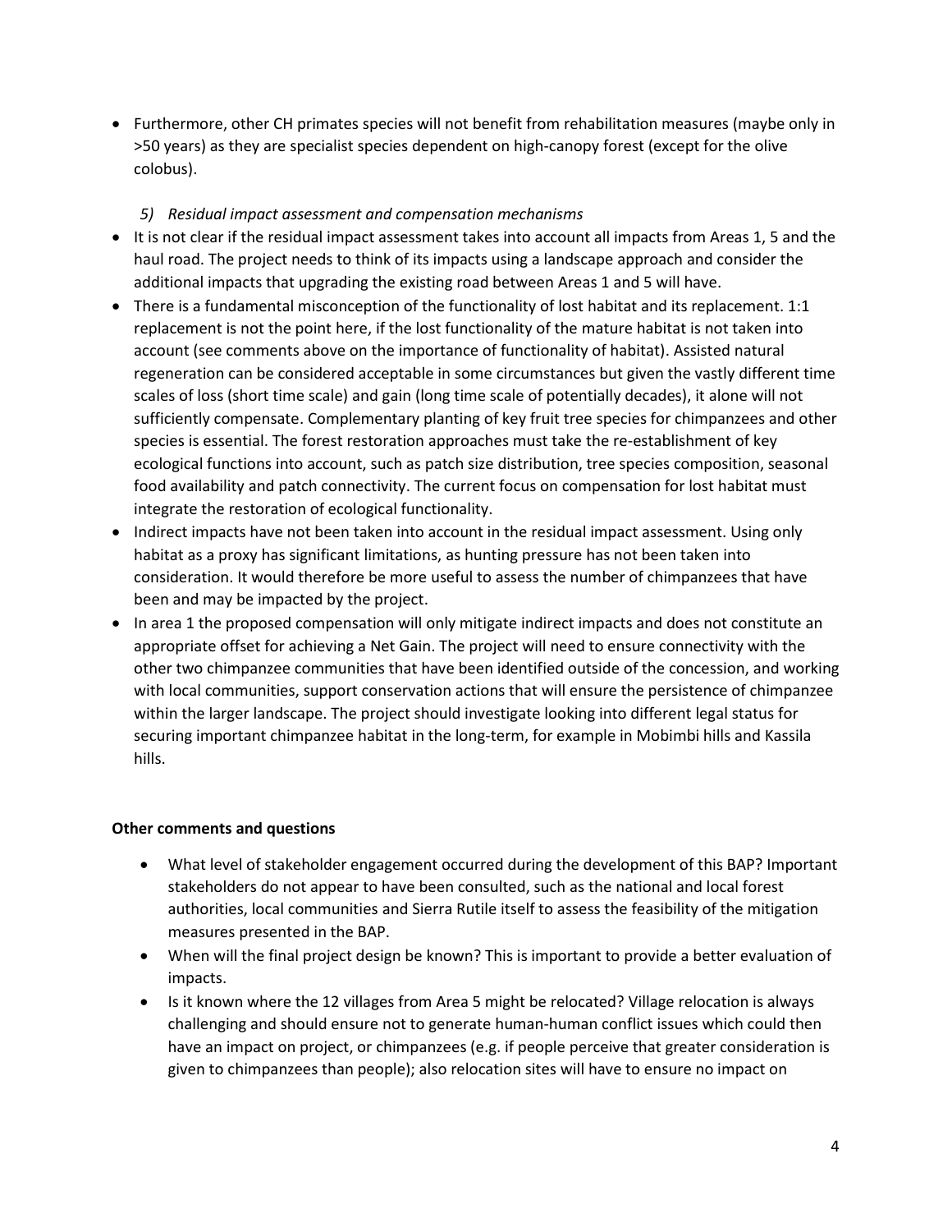- Furthermore, other CH primates species will not benefit from rehabilitation measures (maybe only in >50 years) as they are specialist species dependent on high-canopy forest (except for the olive colobus).

*5) Residual impact assessment and compensation mechanisms*

- It is not clear if the residual impact assessment takes into account all impacts from Areas 1, 5 and the haul road. The project needs to think of its impacts using a landscape approach and consider the additional impacts that upgrading the existing road between Areas 1 and 5 will have.
- There is a fundamental misconception of the functionality of lost habitat and its replacement. 1:1 replacement is not the point here, if the lost functionality of the mature habitat is not taken into account (see comments above on the importance of functionality of habitat). Assisted natural regeneration can be considered acceptable in some circumstances but given the vastly different time scales of loss (short time scale) and gain (long time scale of potentially decades), it alone will not sufficiently compensate. Complementary planting of key fruit tree species for chimpanzees and other species is essential. The forest restoration approaches must take the re-establishment of key ecological functions into account, such as patch size distribution, tree species composition, seasonal food availability and patch connectivity. The current focus on compensation for lost habitat must integrate the restoration of ecological functionality.
- Indirect impacts have not been taken into account in the residual impact assessment. Using only habitat as a proxy has significant limitations, as hunting pressure has not been taken into consideration. It would therefore be more useful to assess the number of chimpanzees that have been and may be impacted by the project.
- In area 1 the proposed compensation will only mitigate indirect impacts and does not constitute an appropriate offset for achieving a Net Gain. The project will need to ensure connectivity with the other two chimpanzee communities that have been identified outside of the concession, and working with local communities, support conservation actions that will ensure the persistence of chimpanzee within the larger landscape. The project should investigate looking into different legal status for securing important chimpanzee habitat in the long-term, for example in Mobimbi hills and Kassila hills.

**Other comments and questions**

- What level of stakeholder engagement occurred during the development of this BAP? Important stakeholders do not appear to have been consulted, such as the national and local forest authorities, local communities and Sierra Rutile itself to assess the feasibility of the mitigation measures presented in the BAP.
- When will the final project design be known? This is important to provide a better evaluation of impacts.
- Is it known where the 12 villages from Area 5 might be relocated? Village relocation is always challenging and should ensure not to generate human-human conflict issues which could then have an impact on project, or chimpanzees (e.g. if people perceive that greater consideration is given to chimpanzees than people); also relocation sites will have to ensure no impact on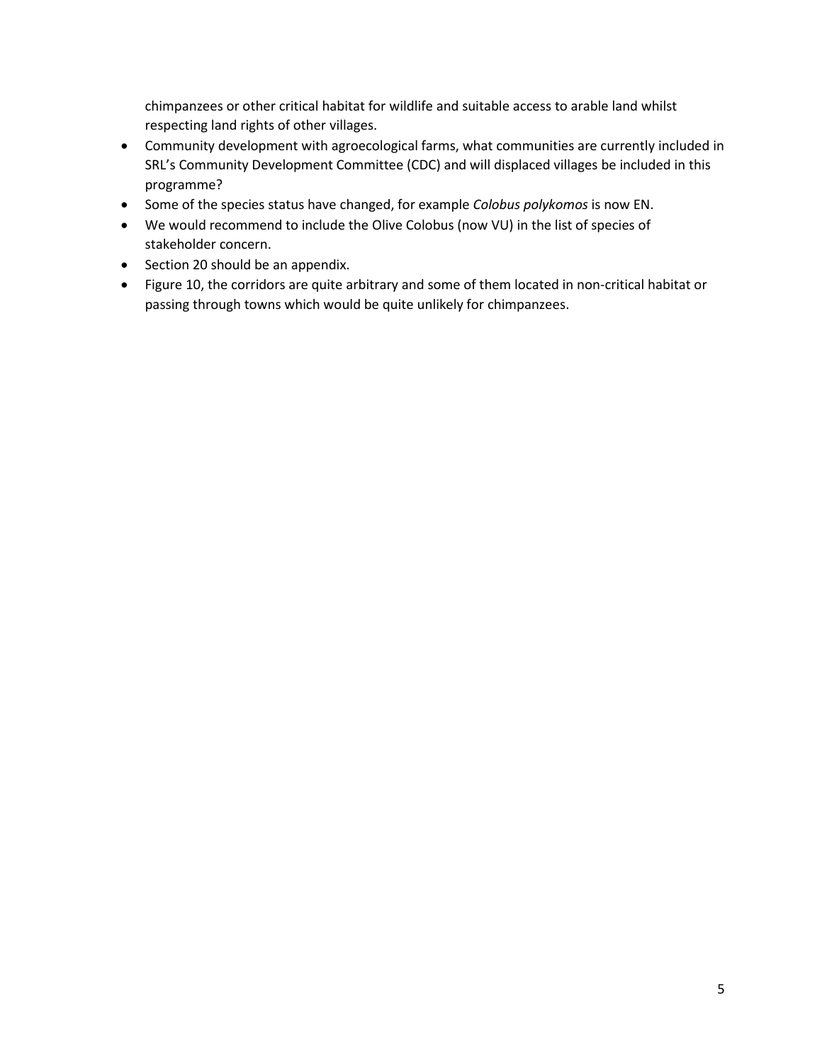chimpanzees or other critical habitat for wildlife and suitable access to arable land whilst respecting land rights of other villages.

- Community development with agroecological farms, what communities are currently included in SRL's Community Development Committee (CDC) and will displaced villages be included in this programme?
- Some of the species status have changed, for example *Colobus polykomos* is now EN.
- We would recommend to include the Olive Colobus (now VU) in the list of species of stakeholder concern.
- Section 20 should be an appendix.
- Figure 10, the corridors are quite arbitrary and some of them located in non-critical habitat or passing through towns which would be quite unlikely for chimpanzees.